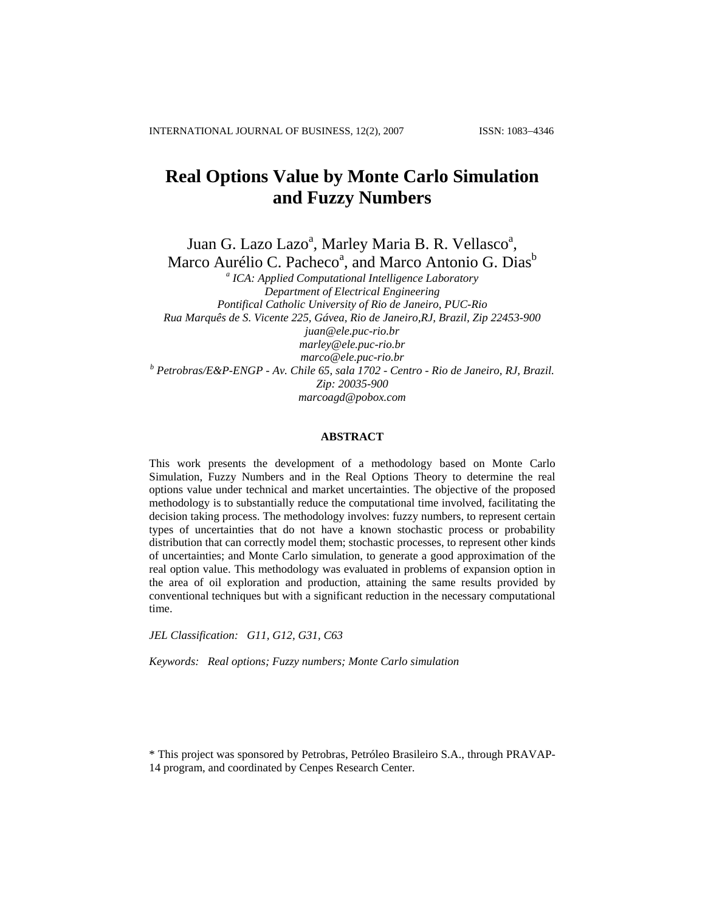# Real Options Value by Monte Carlo Simulation and Fuzzy Numbers

Juan G. Lazo Lazo[a], Marley Maria B. R. Vellasco[a], Marco Aurélio C. Pacheco[a], and Marco Antonio G. Dias[b]

[a] *ICA: Applied Computational Intelligence Laboratory*
*Department of Electrical Engineering*
*Pontifical Catholic University of Rio de Janeiro, PUC-Rio*
*Rua Marquês de S. Vicente 225, Gávea, Rio de Janeiro,RJ, Brazil, Zip 22453-900*
*juan@ele.puc-rio.br*
*marley@ele.puc-rio.br*
*marco@ele.puc-rio.br*

[b] *Petrobras/E&P-ENGP - Av. Chile 65, sala 1702 - Centro - Rio de Janeiro, RJ, Brazil.*
*Zip: 20035-900*
*marcoagd@pobox.com*

## ABSTRACT

This work presents the development of a methodology based on Monte Carlo Simulation, Fuzzy Numbers and in the Real Options Theory to determine the real options value under technical and market uncertainties. The objective of the proposed methodology is to substantially reduce the computational time involved, facilitating the decision taking process. The methodology involves: fuzzy numbers, to represent certain types of uncertainties that do not have a known stochastic process or probability distribution that can correctly model them; stochastic processes, to represent other kinds of uncertainties; and Monte Carlo simulation, to generate a good approximation of the real option value. This methodology was evaluated in problems of expansion option in the area of oil exploration and production, attaining the same results provided by conventional techniques but with a significant reduction in the necessary computational time.

*JEL Classification: G11, G12, G31, C63*

*Keywords: Real options; Fuzzy numbers; Monte Carlo simulation*

\* This project was sponsored by Petrobras, Petróleo Brasileiro S.A., through PRAVAP-14 program, and coordinated by Cenpes Research Center.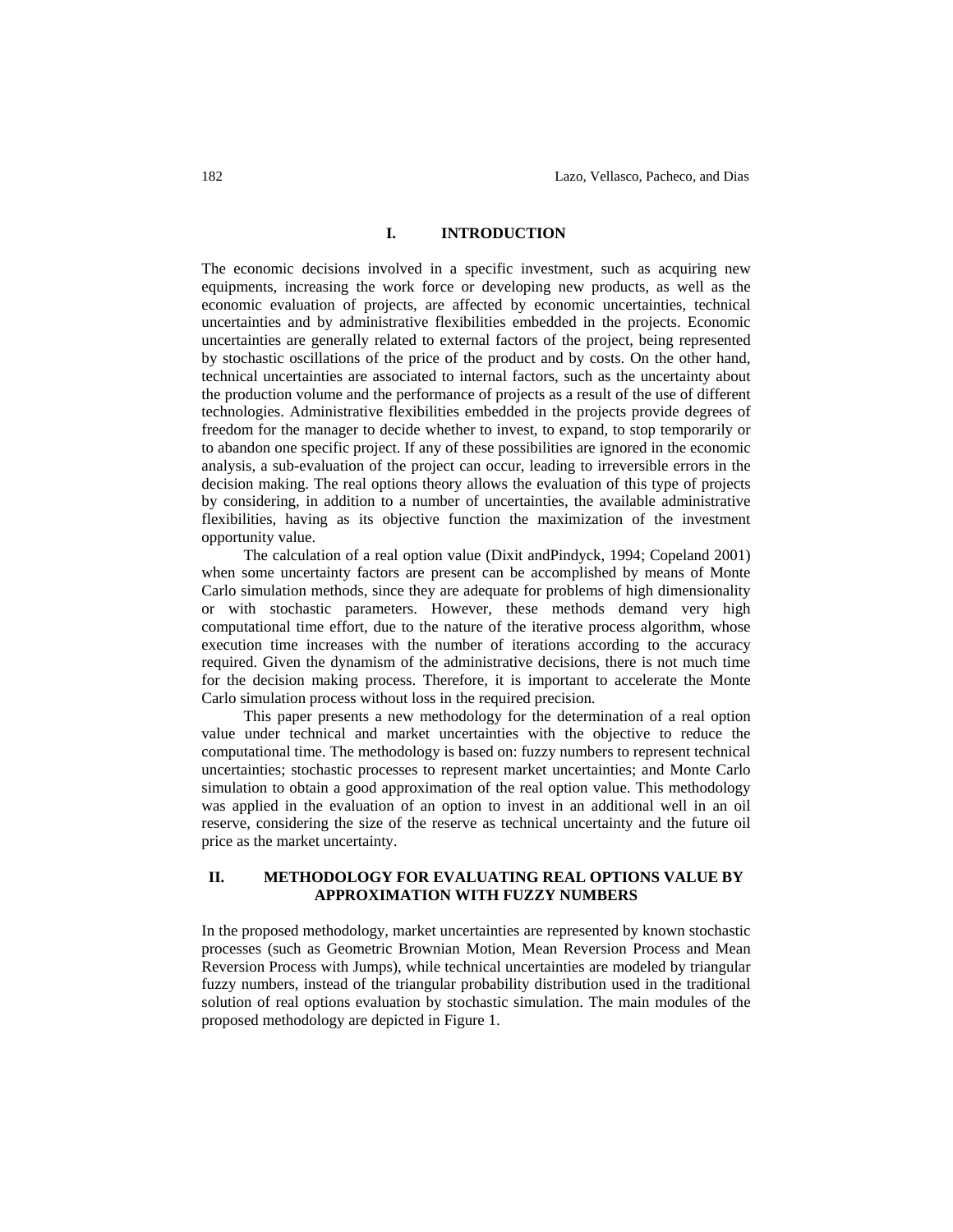## I. INTRODUCTION

The economic decisions involved in a specific investment, such as acquiring new equipments, increasing the work force or developing new products, as well as the economic evaluation of projects, are affected by economic uncertainties, technical uncertainties and by administrative flexibilities embedded in the projects. Economic uncertainties are generally related to external factors of the project, being represented by stochastic oscillations of the price of the product and by costs. On the other hand, technical uncertainties are associated to internal factors, such as the uncertainty about the production volume and the performance of projects as a result of the use of different technologies. Administrative flexibilities embedded in the projects provide degrees of freedom for the manager to decide whether to invest, to expand, to stop temporarily or to abandon one specific project. If any of these possibilities are ignored in the economic analysis, a sub-evaluation of the project can occur, leading to irreversible errors in the decision making. The real options theory allows the evaluation of this type of projects by considering, in addition to a number of uncertainties, the available administrative flexibilities, having as its objective function the maximization of the investment opportunity value.

The calculation of a real option value (Dixit andPindyck, 1994; Copeland 2001) when some uncertainty factors are present can be accomplished by means of Monte Carlo simulation methods, since they are adequate for problems of high dimensionality or with stochastic parameters. However, these methods demand very high computational time effort, due to the nature of the iterative process algorithm, whose execution time increases with the number of iterations according to the accuracy required. Given the dynamism of the administrative decisions, there is not much time for the decision making process. Therefore, it is important to accelerate the Monte Carlo simulation process without loss in the required precision.

This paper presents a new methodology for the determination of a real option value under technical and market uncertainties with the objective to reduce the computational time. The methodology is based on: fuzzy numbers to represent technical uncertainties; stochastic processes to represent market uncertainties; and Monte Carlo simulation to obtain a good approximation of the real option value. This methodology was applied in the evaluation of an option to invest in an additional well in an oil reserve, considering the size of the reserve as technical uncertainty and the future oil price as the market uncertainty.

## II. METHODOLOGY FOR EVALUATING REAL OPTIONS VALUE BY APPROXIMATION WITH FUZZY NUMBERS

In the proposed methodology, market uncertainties are represented by known stochastic processes (such as Geometric Brownian Motion, Mean Reversion Process and Mean Reversion Process with Jumps), while technical uncertainties are modeled by triangular fuzzy numbers, instead of the triangular probability distribution used in the traditional solution of real options evaluation by stochastic simulation. The main modules of the proposed methodology are depicted in Figure 1.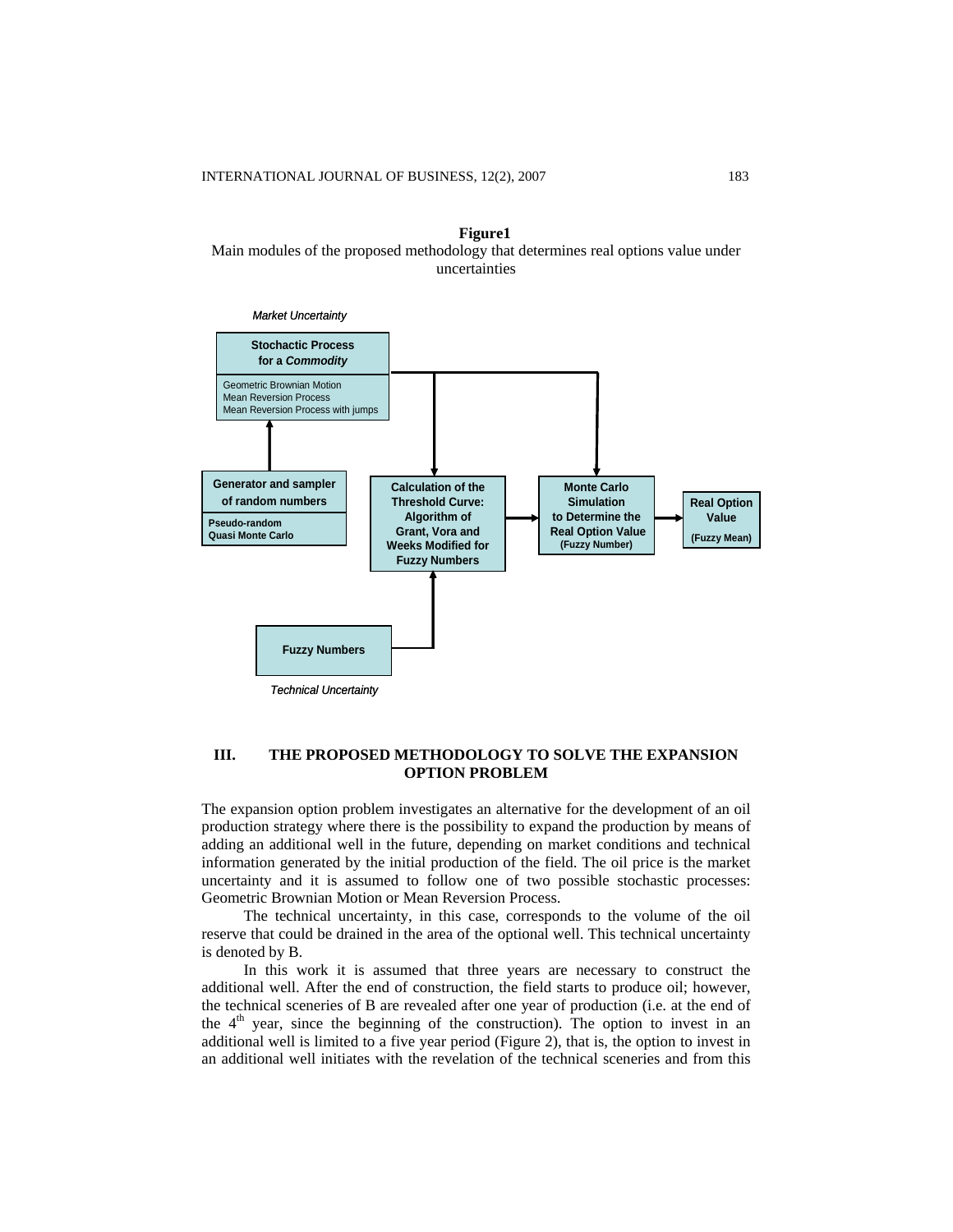**Figure1**
Main modules of the proposed methodology that determines real options value under uncertainties

*Market Uncertainty*

**Stochactic Process for a *Commodity***
Geometric Brownian Motion
Mean Reversion Process
Mean Reversion Process with jumps

**Generator and sampler of random numbers**
**Pseudo-random**
**Quasi Monte Carlo**

**Calculation of the Threshold Curve: Algorithm of Grant, Vora and Weeks Modified for Fuzzy Numbers**

**Monte Carlo Simulation to Determine the Real Option Value (Fuzzy Number)**

**Real Option Value (Fuzzy Mean)**

**Fuzzy Numbers**

*Technical Uncertainty*

## III. THE PROPOSED METHODOLOGY TO SOLVE THE EXPANSION OPTION PROBLEM

The expansion option problem investigates an alternative for the development of an oil production strategy where there is the possibility to expand the production by means of adding an additional well in the future, depending on market conditions and technical information generated by the initial production of the field. The oil price is the market uncertainty and it is assumed to follow one of two possible stochastic processes: Geometric Brownian Motion or Mean Reversion Process.

The technical uncertainty, in this case, corresponds to the volume of the oil reserve that could be drained in the area of the optional well. This technical uncertainty is denoted by B.

In this work it is assumed that three years are necessary to construct the additional well. After the end of construction, the field starts to produce oil; however, the technical sceneries of B are revealed after one year of production (i.e. at the end of the $4^{th}$ year, since the beginning of the construction). The option to invest in an additional well is limited to a five year period (Figure 2), that is, the option to invest in an additional well initiates with the revelation of the technical sceneries and from this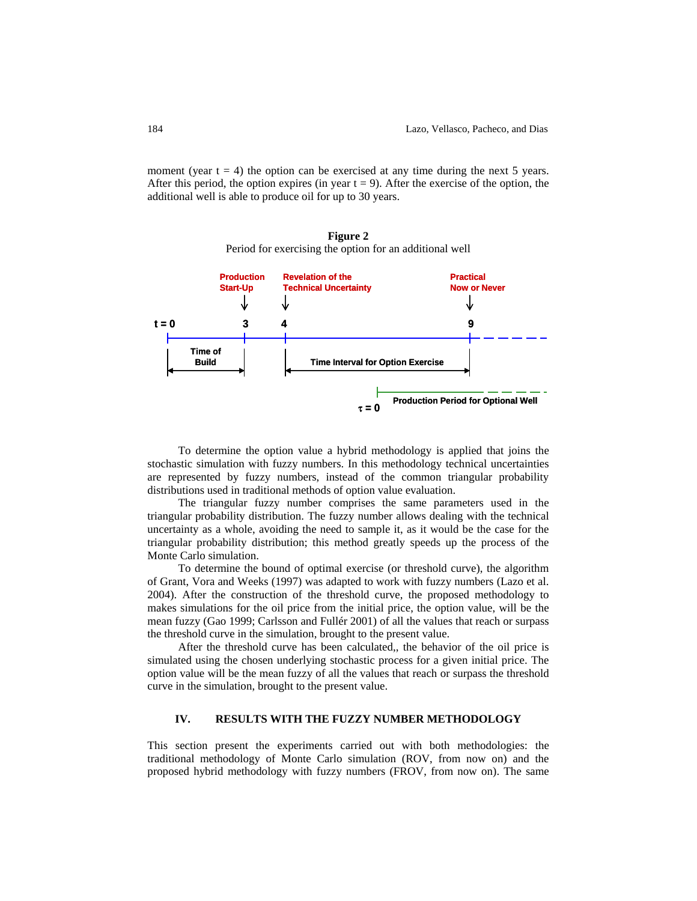moment (year t = 4) the option can be exercised at any time during the next 5 years. After this period, the option expires (in year t = 9). After the exercise of the option, the additional well is able to produce oil for up to 30 years.

**Figure 2**

Period for exercising the option for an additional well

To determine the option value a hybrid methodology is applied that joins the stochastic simulation with fuzzy numbers. In this methodology technical uncertainties are represented by fuzzy numbers, instead of the common triangular probability distributions used in traditional methods of option value evaluation.

The triangular fuzzy number comprises the same parameters used in the triangular probability distribution. The fuzzy number allows dealing with the technical uncertainty as a whole, avoiding the need to sample it, as it would be the case for the triangular probability distribution; this method greatly speeds up the process of the Monte Carlo simulation.

To determine the bound of optimal exercise (or threshold curve), the algorithm of Grant, Vora and Weeks (1997) was adapted to work with fuzzy numbers (Lazo et al. 2004). After the construction of the threshold curve, the proposed methodology to makes simulations for the oil price from the initial price, the option value, will be the mean fuzzy (Gao 1999; Carlsson and Fullér 2001) of all the values that reach or surpass the threshold curve in the simulation, brought to the present value.

After the threshold curve has been calculated,, the behavior of the oil price is simulated using the chosen underlying stochastic process for a given initial price. The option value will be the mean fuzzy of all the values that reach or surpass the threshold curve in the simulation, brought to the present value.

## IV. RESULTS WITH THE FUZZY NUMBER METHODOLOGY

This section present the experiments carried out with both methodologies: the traditional methodology of Monte Carlo simulation (ROV, from now on) and the proposed hybrid methodology with fuzzy numbers (FROV, from now on). The same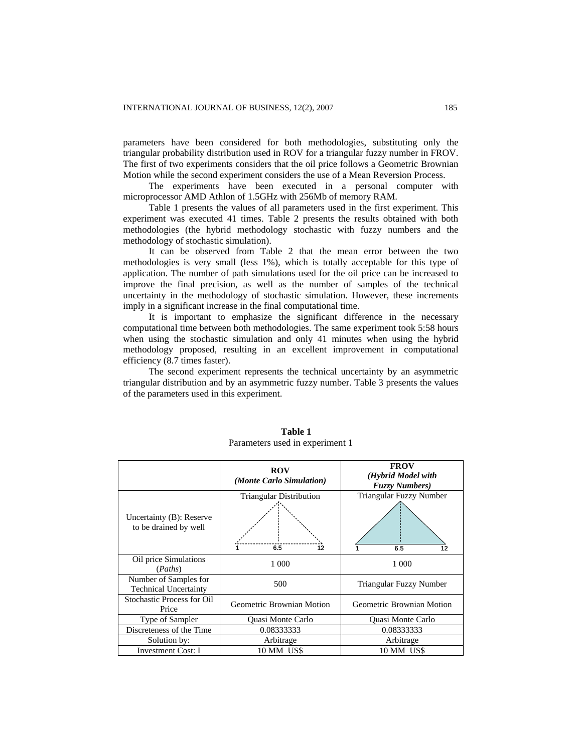parameters have been considered for both methodologies, substituting only the triangular probability distribution used in ROV for a triangular fuzzy number in FROV. The first of two experiments considers that the oil price follows a Geometric Brownian Motion while the second experiment considers the use of a Mean Reversion Process.

The experiments have been executed in a personal computer with microprocessor AMD Athlon of 1.5GHz with 256Mb of memory RAM.

Table 1 presents the values of all parameters used in the first experiment. This experiment was executed 41 times. Table 2 presents the results obtained with both methodologies (the hybrid methodology stochastic with fuzzy numbers and the methodology of stochastic simulation).

It can be observed from Table 2 that the mean error between the two methodologies is very small (less 1%), which is totally acceptable for this type of application. The number of path simulations used for the oil price can be increased to improve the final precision, as well as the number of samples of the technical uncertainty in the methodology of stochastic simulation. However, these increments imply in a significant increase in the final computational time.

It is important to emphasize the significant difference in the necessary computational time between both methodologies. The same experiment took 5:58 hours when using the stochastic simulation and only 41 minutes when using the hybrid methodology proposed, resulting in an excellent improvement in computational efficiency (8.7 times faster).

The second experiment represents the technical uncertainty by an asymmetric triangular distribution and by an asymmetric fuzzy number. Table 3 presents the values of the parameters used in this experiment.

**Table 1**

Parameters used in experiment 1

| | **ROV** ***(Monte Carlo Simulation)*** | **FROV** ***(Hybrid Model with Fuzzy Numbers)*** |
|---|---|---|
| Uncertainty (B): Reserve to be drained by well | Triangular Distribution (1, 6.5, 12) | Triangular Fuzzy Number (1, 6.5, 12) |
| Oil price Simulations (*Paths*) | 1 000 | 1 000 |
| Number of Samples for Technical Uncertainty | 500 | Triangular Fuzzy Number |
| Stochastic Process for Oil Price | Geometric Brownian Motion | Geometric Brownian Motion |
| Type of Sampler | Quasi Monte Carlo | Quasi Monte Carlo |
| Discreteness of the Time | 0.08333333 | 0.08333333 |
| Solution by: | Arbitrage | Arbitrage |
| Investment Cost: I | 10 MM US$ | 10 MM US$ |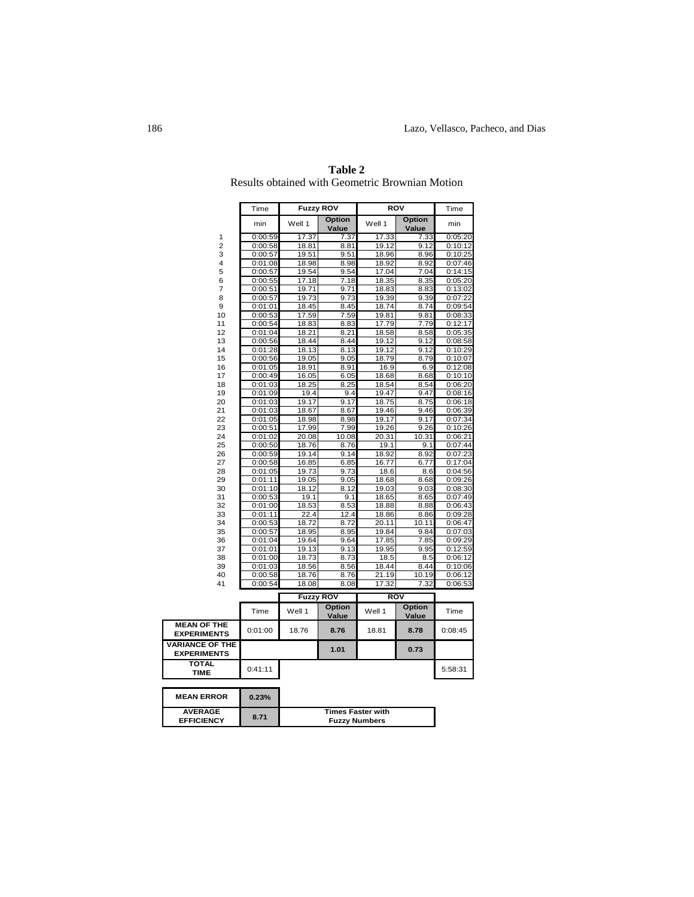**Table 2**
Results obtained with Geometric Brownian Motion

| | Time | Fuzzy ROV | | ROV | | Time |
|---|---|---|---|---|---|---|
| | min | Well 1 | Option Value | Well 1 | Option Value | min |
| 1 | 0:00:59 | 17.37 | 7.37 | 17.33 | 7.33 | 0:05:20 |
| 2 | 0:00:58 | 18.81 | 8.81 | 19.12 | 9.12 | 0:10:12 |
| 3 | 0:00:57 | 19.51 | 9.51 | 18.96 | 8.96 | 0:10:25 |
| 4 | 0:01:08 | 18.98 | 8.98 | 18.92 | 8.92 | 0:07:46 |
| 5 | 0:00:57 | 19.54 | 9.54 | 17.04 | 7.04 | 0:14:15 |
| 6 | 0:00:55 | 17.18 | 7.18 | 18.35 | 8.35 | 0:05:20 |
| 7 | 0:00:51 | 19.71 | 9.71 | 18.83 | 8.83 | 0:13:02 |
| 8 | 0:00:57 | 19.73 | 9.73 | 19.39 | 9.39 | 0:07:22 |
| 9 | 0:01:01 | 18.45 | 8.45 | 18.74 | 8.74 | 0:09:54 |
| 10 | 0:00:53 | 17.59 | 7.59 | 19.81 | 9.81 | 0:08:33 |
| 11 | 0:00:54 | 18.83 | 8.83 | 17.79 | 7.79 | 0:12:17 |
| 12 | 0:01:04 | 18.21 | 8.21 | 18.58 | 8.58 | 0:05:35 |
| 13 | 0:00:56 | 18.44 | 8.44 | 19.12 | 9.12 | 0:08:58 |
| 14 | 0:01:28 | 18.13 | 8.13 | 19.12 | 9.12 | 0:10:29 |
| 15 | 0:00:56 | 19.05 | 9.05 | 18.79 | 8.79 | 0:10:07 |
| 16 | 0:01:05 | 18.91 | 8.91 | 16.9 | 6.9 | 0:12:08 |
| 17 | 0:00:49 | 16.05 | 6.05 | 18.68 | 8.68 | 0:10:10 |
| 18 | 0:01:03 | 18.25 | 8.25 | 18.54 | 8.54 | 0:06:20 |
| 19 | 0:01:09 | 19.4 | 9.4 | 19.47 | 9.47 | 0:08:16 |
| 20 | 0:01:03 | 19.17 | 9.17 | 18.75 | 8.75 | 0:06:18 |
| 21 | 0:01:03 | 18.67 | 8.67 | 19.46 | 9.46 | 0:06:39 |
| 22 | 0:01:05 | 18.98 | 8.98 | 19.17 | 9.17 | 0:07:34 |
| 23 | 0:00:51 | 17.99 | 7.99 | 19.26 | 9.26 | 0:10:26 |
| 24 | 0:01:02 | 20.08 | 10.08 | 20.31 | 10.31 | 0:06:21 |
| 25 | 0:00:50 | 18.76 | 8.76 | 19.1 | 9.1 | 0:07:44 |
| 26 | 0:00:59 | 19.14 | 9.14 | 18.92 | 8.92 | 0:07:23 |
| 27 | 0:00:58 | 16.85 | 6.85 | 16.77 | 6.77 | 0:17:04 |
| 28 | 0:01:05 | 19.73 | 9.73 | 18.6 | 8.6 | 0:04:56 |
| 29 | 0:01:11 | 19.05 | 9.05 | 18.68 | 8.68 | 0:09:26 |
| 30 | 0:01:10 | 18.12 | 8.12 | 19.03 | 9.03 | 0:08:30 |
| 31 | 0:00:53 | 19.1 | 9.1 | 18.65 | 8.65 | 0:07:49 |
| 32 | 0:01:00 | 18.53 | 8.53 | 18.88 | 8.88 | 0:06:43 |
| 33 | 0:01:11 | 22.4 | 12.4 | 18.86 | 8.86 | 0:09:28 |
| 34 | 0:00:53 | 18.72 | 8.72 | 20.11 | 10.11 | 0:06:47 |
| 35 | 0:00:57 | 18.95 | 8.95 | 19.84 | 9.84 | 0:07:03 |
| 36 | 0:01:04 | 19.64 | 9.64 | 17.85 | 7.85 | 0:09:29 |
| 37 | 0:01:01 | 19.13 | 9.13 | 19.95 | 9.95 | 0:12:59 |
| 38 | 0:01:00 | 18.73 | 8.73 | 18.5 | 8.5 | 0:06:12 |
| 39 | 0:01:03 | 18.56 | 8.56 | 18.44 | 8.44 | 0:10:06 |
| 40 | 0:00:58 | 18.76 | 8.76 | 21.19 | 10.19 | 0:06:12 |
| 41 | 0:00:54 | 18.08 | 8.08 | 17.32 | 7.32 | 0:06:53 |

| | | Fuzzy ROV | | ROV | | |
|---|---|---|---|---|---|---|
| | Time | Well 1 | Option Value | Well 1 | Option Value | Time |
| **MEAN OF THE EXPERIMENTS** | 0:01:00 | 18.76 | **8.76** | 18.81 | **8.78** | 0:08:45 |
| **VARIANCE OF THE EXPERIMENTS** | | | **1.01** | | **0.73** | |
| **TOTAL TIME** | 0:41:11 | | | | | 5:58:31 |

| | | |
|---|---|---|
| **MEAN ERROR** | **0.23%** | |
| **AVERAGE EFFICIENCY** | **8.71** | **Times Faster with Fuzzy Numbers** |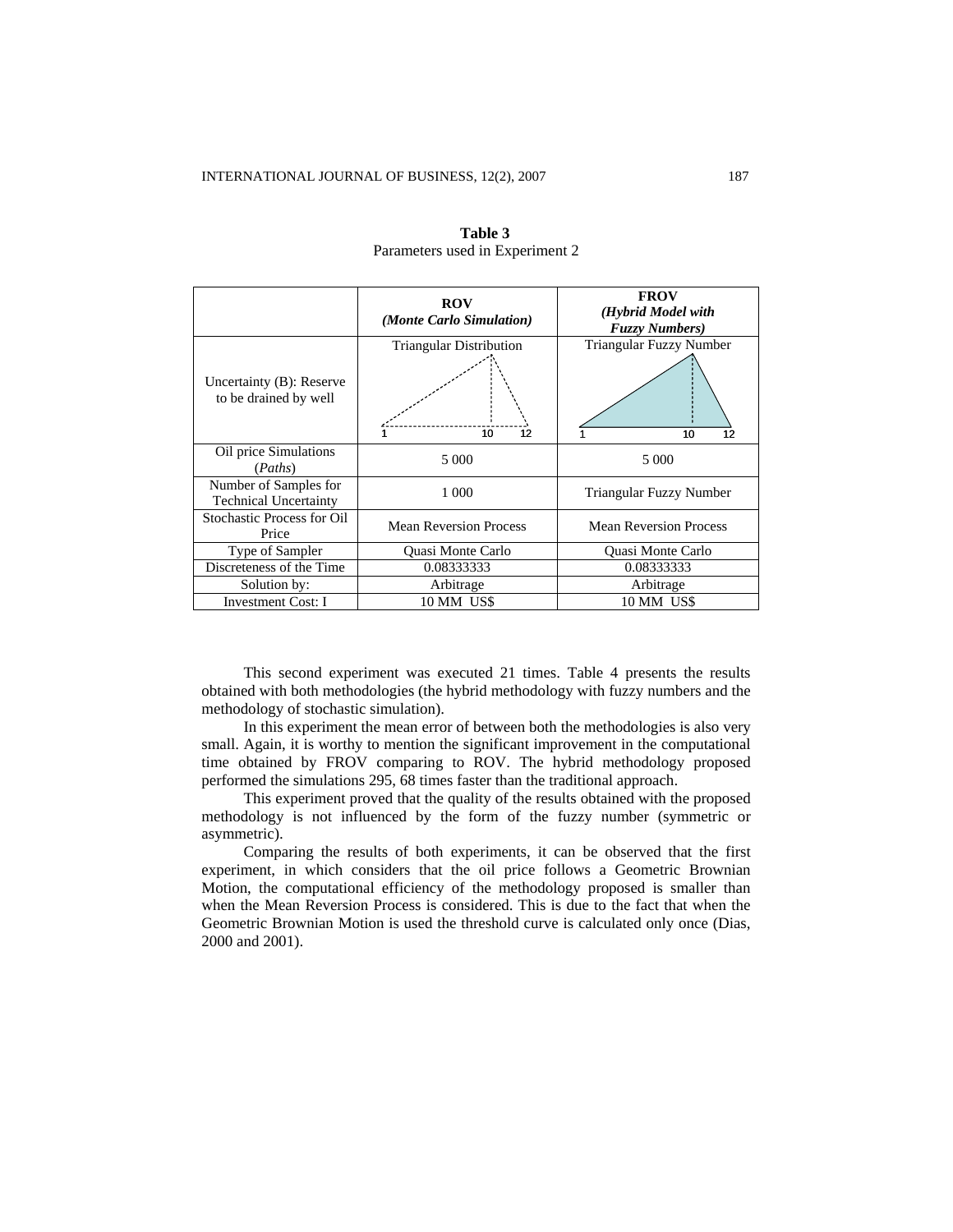**Table 3**
Parameters used in Experiment 2

| | **ROV** *(Monte Carlo Simulation)* | **FROV** *(Hybrid Model with Fuzzy Numbers)* |
|---|---|---|
| Uncertainty (B): Reserve to be drained by well | Triangular Distribution (1, 10, 12) | Triangular Fuzzy Number (1, 10, 12) |
| Oil price Simulations (*Paths*) | 5 000 | 5 000 |
| Number of Samples for Technical Uncertainty | 1 000 | Triangular Fuzzy Number |
| Stochastic Process for Oil Price | Mean Reversion Process | Mean Reversion Process |
| Type of Sampler | Quasi Monte Carlo | Quasi Monte Carlo |
| Discreteness of the Time | 0.08333333 | 0.08333333 |
| Solution by: | Arbitrage | Arbitrage |
| Investment Cost: I | 10 MM US$ | 10 MM US$ |

This second experiment was executed 21 times. Table 4 presents the results obtained with both methodologies (the hybrid methodology with fuzzy numbers and the methodology of stochastic simulation).

In this experiment the mean error of between both the methodologies is also very small. Again, it is worthy to mention the significant improvement in the computational time obtained by FROV comparing to ROV. The hybrid methodology proposed performed the simulations 295, 68 times faster than the traditional approach.

This experiment proved that the quality of the results obtained with the proposed methodology is not influenced by the form of the fuzzy number (symmetric or asymmetric).

Comparing the results of both experiments, it can be observed that the first experiment, in which considers that the oil price follows a Geometric Brownian Motion, the computational efficiency of the methodology proposed is smaller than when the Mean Reversion Process is considered. This is due to the fact that when the Geometric Brownian Motion is used the threshold curve is calculated only once (Dias, 2000 and 2001).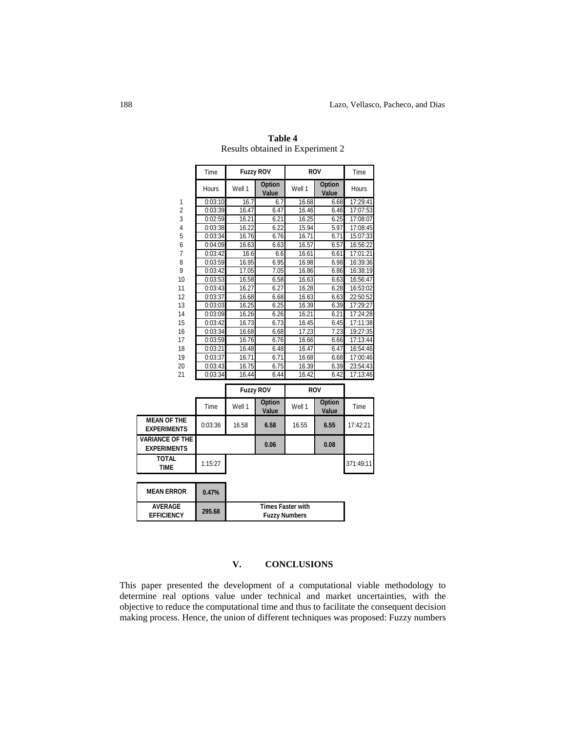**Table 4**
Results obtained in Experiment 2

| | Time | Fuzzy ROV | | ROV | | Time |
|---|---|---|---|---|---|---|
| | Hours | Well 1 | Option Value | Well 1 | Option Value | Hours |
| 1 | 0:03:10 | 16.7 | 6.7 | 16.68 | 6.68 | 17:29:41 |
| 2 | 0:03:39 | 16.47 | 6.47 | 16.46 | 6.46 | 17:07:53 |
| 3 | 0:02:59 | 16.21 | 6.21 | 16.25 | 6.25 | 17:08:07 |
| 4 | 0:03:38 | 16.22 | 6.22 | 15.94 | 5.97 | 17:08:45 |
| 5 | 0:03:34 | 16.76 | 6.76 | 16.71 | 6.71 | 15:07:33 |
| 6 | 0:04:09 | 16.63 | 6.63 | 16.57 | 6.57 | 16:56:22 |
| 7 | 0:03:42 | 16.6 | 6.6 | 16.61 | 6.61 | 17:01:21 |
| 8 | 0:03:59 | 16.95 | 6.95 | 16.98 | 6.98 | 16:39:36 |
| 9 | 0:03:42 | 17.05 | 7.05 | 16.86 | 6.86 | 16:38:19 |
| 10 | 0:03:53 | 16.58 | 6.58 | 16.63 | 6.63 | 16:56:47 |
| 11 | 0:03:43 | 16.27 | 6.27 | 16.28 | 6.28 | 16:53:02 |
| 12 | 0:03:37 | 16.68 | 6.68 | 16.63 | 6.63 | 22:50:52 |
| 13 | 0:03:03 | 16.25 | 6.25 | 16.39 | 6.39 | 17:29:27 |
| 14 | 0:03:09 | 16.26 | 6.26 | 16.21 | 6.21 | 17:24:28 |
| 15 | 0:03:42 | 16.73 | 6.73 | 16.45 | 6.45 | 17:11:38 |
| 16 | 0:03:34 | 16.68 | 6.68 | 17.23 | 7.23 | 19:27:35 |
| 17 | 0:03:59 | 16.76 | 6.76 | 16.66 | 6.66 | 17:13:44 |
| 18 | 0:03:21 | 16.48 | 6.48 | 16.47 | 6.47 | 16:54:46 |
| 19 | 0:03:37 | 16.71 | 6.71 | 16.68 | 6.68 | 17:00:46 |
| 20 | 0:03:43 | 16.75 | 6.75 | 16.39 | 6.39 | 23:54:43 |
| 21 | 0:03:34 | 16.44 | 6.44 | 16.42 | 6.42 | 17:13:46 |

| | | Fuzzy ROV | | ROV | | |
|---|---|---|---|---|---|---|
| | Time | Well 1 | Option Value | Well 1 | Option Value | Time |
| **MEAN OF THE EXPERIMENTS** | 0:03:36 | 16.58 | **6.58** | 16.55 | **6.55** | 17:42:21 |
| **VARIANCE OF THE EXPERIMENTS** | | | **0.06** | | **0.08** | |
| **TOTAL TIME** | 1:15:27 | | | | | 371:49:11 |

| | | |
|---|---|---|
| **MEAN ERROR** | **0.47%** | |
| **AVERAGE EFFICIENCY** | **295.68** | **Times Faster with Fuzzy Numbers** |

## V. CONCLUSIONS

This paper presented the development of a computational viable methodology to determine real options value under technical and market uncertainties, with the objective to reduce the computational time and thus to facilitate the consequent decision making process. Hence, the union of different techniques was proposed: Fuzzy numbers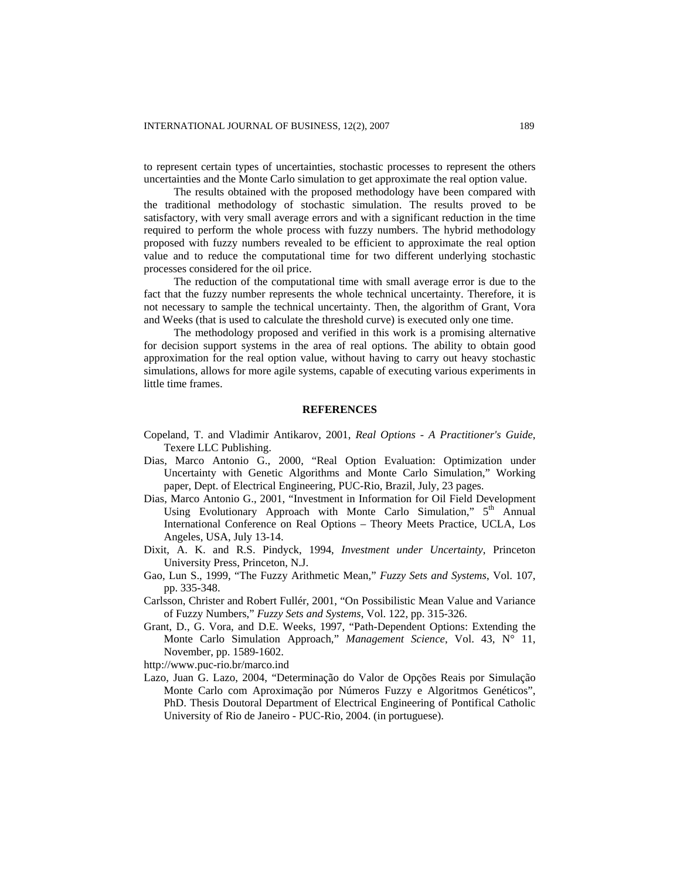to represent certain types of uncertainties, stochastic processes to represent the others uncertainties and the Monte Carlo simulation to get approximate the real option value.

The results obtained with the proposed methodology have been compared with the traditional methodology of stochastic simulation. The results proved to be satisfactory, with very small average errors and with a significant reduction in the time required to perform the whole process with fuzzy numbers. The hybrid methodology proposed with fuzzy numbers revealed to be efficient to approximate the real option value and to reduce the computational time for two different underlying stochastic processes considered for the oil price.

The reduction of the computational time with small average error is due to the fact that the fuzzy number represents the whole technical uncertainty. Therefore, it is not necessary to sample the technical uncertainty. Then, the algorithm of Grant, Vora and Weeks (that is used to calculate the threshold curve) is executed only one time.

The methodology proposed and verified in this work is a promising alternative for decision support systems in the area of real options. The ability to obtain good approximation for the real option value, without having to carry out heavy stochastic simulations, allows for more agile systems, capable of executing various experiments in little time frames.

## REFERENCES

Copeland, T. and Vladimir Antikarov, 2001, *Real Options - A Practitioner's Guide*, Texere LLC Publishing.

Dias, Marco Antonio G., 2000, "Real Option Evaluation: Optimization under Uncertainty with Genetic Algorithms and Monte Carlo Simulation," Working paper, Dept. of Electrical Engineering, PUC-Rio, Brazil, July, 23 pages.

Dias, Marco Antonio G., 2001, "Investment in Information for Oil Field Development Using Evolutionary Approach with Monte Carlo Simulation," 5th Annual International Conference on Real Options – Theory Meets Practice, UCLA, Los Angeles, USA, July 13-14.

Dixit, A. K. and R.S. Pindyck, 1994, *Investment under Uncertainty*, Princeton University Press, Princeton, N.J.

Gao, Lun S., 1999, "The Fuzzy Arithmetic Mean," *Fuzzy Sets and Systems*, Vol. 107, pp. 335-348.

Carlsson, Christer and Robert Fullér, 2001, "On Possibilistic Mean Value and Variance of Fuzzy Numbers," *Fuzzy Sets and Systems*, Vol. 122, pp. 315-326.

Grant, D., G. Vora, and D.E. Weeks, 1997, "Path-Dependent Options: Extending the Monte Carlo Simulation Approach," *Management Science*, Vol. 43, N° 11, November, pp. 1589-1602.

http://www.puc-rio.br/marco.ind

Lazo, Juan G. Lazo, 2004, "Determinação do Valor de Opções Reais por Simulação Monte Carlo com Aproximação por Números Fuzzy e Algoritmos Genéticos", PhD. Thesis Doutoral Department of Electrical Engineering of Pontifical Catholic University of Rio de Janeiro - PUC-Rio, 2004. (in portuguese).